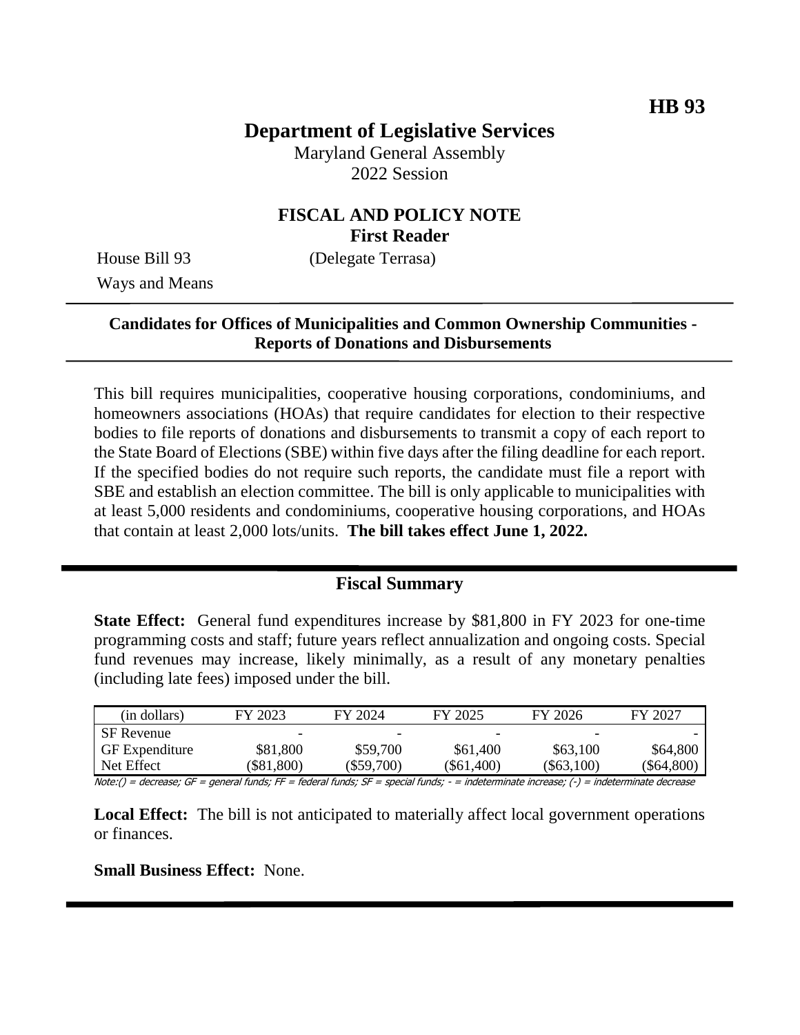**HB 93**

# Department of Legislative Services

Maryland General Assembly
2022 Session

## FISCAL AND POLICY NOTE
**First Reader**

House Bill 93 (Delegate Terrasa)
Ways and Means

---

**Candidates for Offices of Municipalities and Common Ownership Communities - Reports of Donations and Disbursements**

---

This bill requires municipalities, cooperative housing corporations, condominiums, and homeowners associations (HOAs) that require candidates for election to their respective bodies to file reports of donations and disbursements to transmit a copy of each report to the State Board of Elections (SBE) within five days after the filing deadline for each report. If the specified bodies do not require such reports, the candidate must file a report with SBE and establish an election committee. The bill is only applicable to municipalities with at least 5,000 residents and condominiums, cooperative housing corporations, and HOAs that contain at least 2,000 lots/units. **The bill takes effect June 1, 2022.**

---

## Fiscal Summary

**State Effect:** General fund expenditures increase by $81,800 in FY 2023 for one-time programming costs and staff; future years reflect annualization and ongoing costs. Special fund revenues may increase, likely minimally, as a result of any monetary penalties (including late fees) imposed under the bill.

| (in dollars) | FY 2023 | FY 2024 | FY 2025 | FY 2026 | FY 2027 |
|---|---|---|---|---|---|
| SF Revenue | - | - | - | - | - |
| GF Expenditure | $81,800 | $59,700 | $61,400 | $63,100 | $64,800 |
| Net Effect | ($81,800) | ($59,700) | ($61,400) | ($63,100) | ($64,800) |

Note:() = decrease; GF = general funds; FF = federal funds; SF = special funds; - = indeterminate increase; (-) = indeterminate decrease

**Local Effect:** The bill is not anticipated to materially affect local government operations or finances.

**Small Business Effect:** None.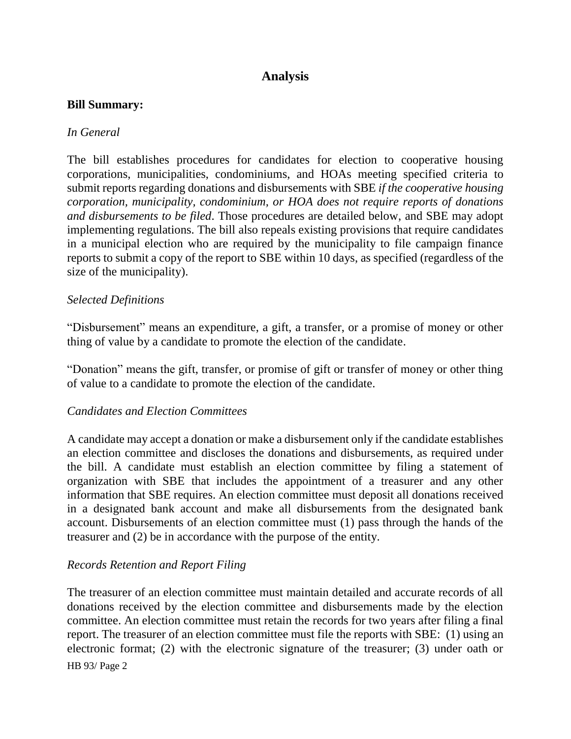## Analysis

**Bill Summary:**

*In General*

The bill establishes procedures for candidates for election to cooperative housing corporations, municipalities, condominiums, and HOAs meeting specified criteria to submit reports regarding donations and disbursements with SBE *if the cooperative housing corporation, municipality, condominium, or HOA does not require reports of donations and disbursements to be filed*. Those procedures are detailed below, and SBE may adopt implementing regulations. The bill also repeals existing provisions that require candidates in a municipal election who are required by the municipality to file campaign finance reports to submit a copy of the report to SBE within 10 days, as specified (regardless of the size of the municipality).

*Selected Definitions*

"Disbursement" means an expenditure, a gift, a transfer, or a promise of money or other thing of value by a candidate to promote the election of the candidate.

"Donation" means the gift, transfer, or promise of gift or transfer of money or other thing of value to a candidate to promote the election of the candidate.

*Candidates and Election Committees*

A candidate may accept a donation or make a disbursement only if the candidate establishes an election committee and discloses the donations and disbursements, as required under the bill. A candidate must establish an election committee by filing a statement of organization with SBE that includes the appointment of a treasurer and any other information that SBE requires. An election committee must deposit all donations received in a designated bank account and make all disbursements from the designated bank account. Disbursements of an election committee must (1) pass through the hands of the treasurer and (2) be in accordance with the purpose of the entity.

*Records Retention and Report Filing*

The treasurer of an election committee must maintain detailed and accurate records of all donations received by the election committee and disbursements made by the election committee. An election committee must retain the records for two years after filing a final report. The treasurer of an election committee must file the reports with SBE: (1) using an electronic format; (2) with the electronic signature of the treasurer; (3) under oath or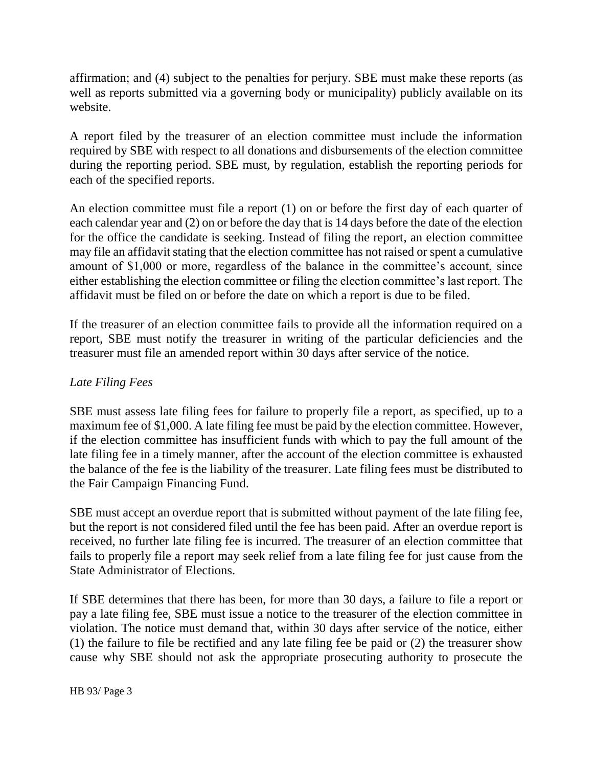affirmation; and (4) subject to the penalties for perjury. SBE must make these reports (as well as reports submitted via a governing body or municipality) publicly available on its website.

A report filed by the treasurer of an election committee must include the information required by SBE with respect to all donations and disbursements of the election committee during the reporting period. SBE must, by regulation, establish the reporting periods for each of the specified reports.

An election committee must file a report (1) on or before the first day of each quarter of each calendar year and (2) on or before the day that is 14 days before the date of the election for the office the candidate is seeking. Instead of filing the report, an election committee may file an affidavit stating that the election committee has not raised or spent a cumulative amount of $1,000 or more, regardless of the balance in the committee's account, since either establishing the election committee or filing the election committee's last report. The affidavit must be filed on or before the date on which a report is due to be filed.

If the treasurer of an election committee fails to provide all the information required on a report, SBE must notify the treasurer in writing of the particular deficiencies and the treasurer must file an amended report within 30 days after service of the notice.

*Late Filing Fees*

SBE must assess late filing fees for failure to properly file a report, as specified, up to a maximum fee of $1,000. A late filing fee must be paid by the election committee. However, if the election committee has insufficient funds with which to pay the full amount of the late filing fee in a timely manner, after the account of the election committee is exhausted the balance of the fee is the liability of the treasurer. Late filing fees must be distributed to the Fair Campaign Financing Fund.

SBE must accept an overdue report that is submitted without payment of the late filing fee, but the report is not considered filed until the fee has been paid. After an overdue report is received, no further late filing fee is incurred. The treasurer of an election committee that fails to properly file a report may seek relief from a late filing fee for just cause from the State Administrator of Elections.

If SBE determines that there has been, for more than 30 days, a failure to file a report or pay a late filing fee, SBE must issue a notice to the treasurer of the election committee in violation. The notice must demand that, within 30 days after service of the notice, either (1) the failure to file be rectified and any late filing fee be paid or (2) the treasurer show cause why SBE should not ask the appropriate prosecuting authority to prosecute the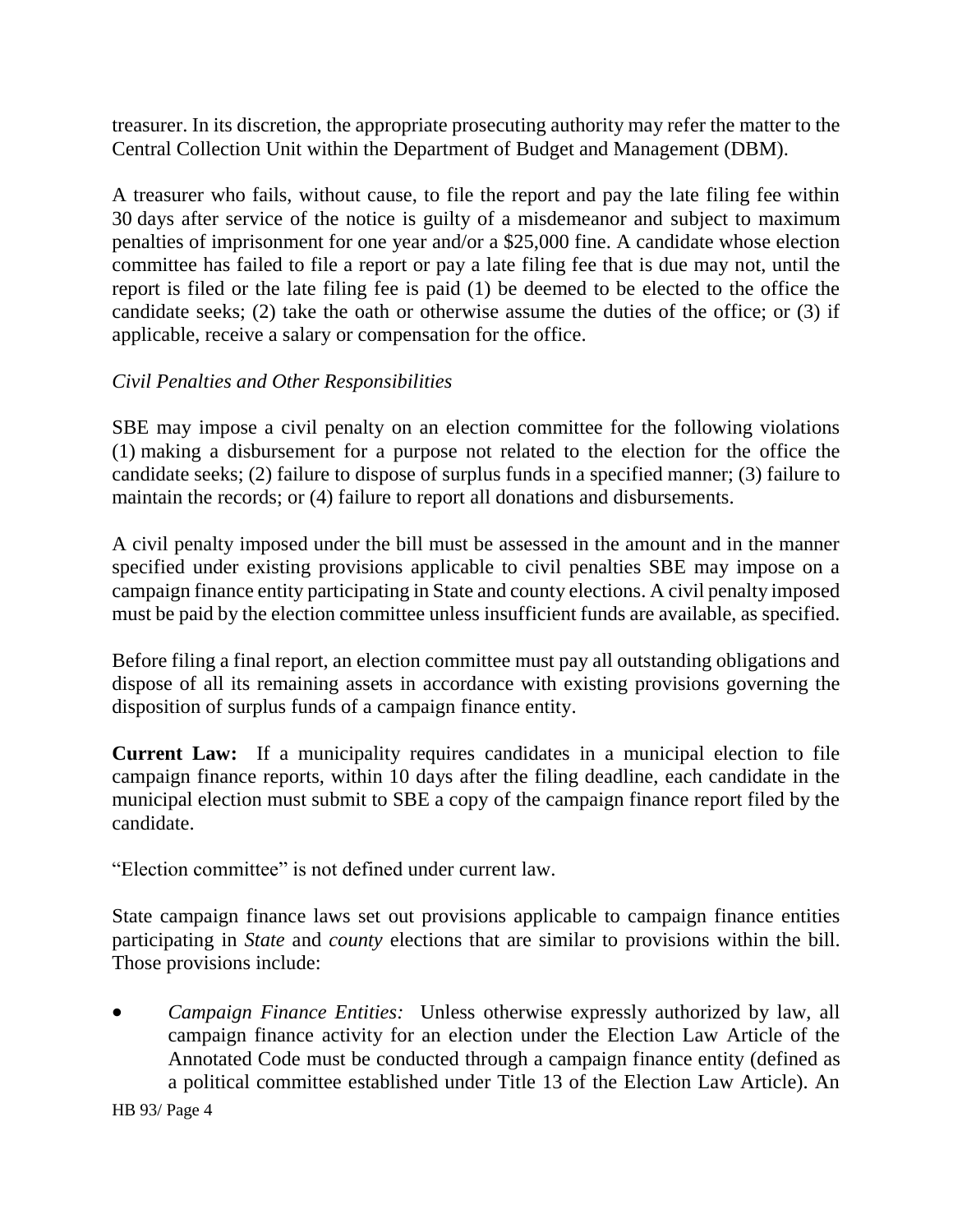treasurer. In its discretion, the appropriate prosecuting authority may refer the matter to the Central Collection Unit within the Department of Budget and Management (DBM).

A treasurer who fails, without cause, to file the report and pay the late filing fee within 30 days after service of the notice is guilty of a misdemeanor and subject to maximum penalties of imprisonment for one year and/or a $25,000 fine. A candidate whose election committee has failed to file a report or pay a late filing fee that is due may not, until the report is filed or the late filing fee is paid (1) be deemed to be elected to the office the candidate seeks; (2) take the oath or otherwise assume the duties of the office; or (3) if applicable, receive a salary or compensation for the office.

*Civil Penalties and Other Responsibilities*

SBE may impose a civil penalty on an election committee for the following violations (1) making a disbursement for a purpose not related to the election for the office the candidate seeks; (2) failure to dispose of surplus funds in a specified manner; (3) failure to maintain the records; or (4) failure to report all donations and disbursements.

A civil penalty imposed under the bill must be assessed in the amount and in the manner specified under existing provisions applicable to civil penalties SBE may impose on a campaign finance entity participating in State and county elections. A civil penalty imposed must be paid by the election committee unless insufficient funds are available, as specified.

Before filing a final report, an election committee must pay all outstanding obligations and dispose of all its remaining assets in accordance with existing provisions governing the disposition of surplus funds of a campaign finance entity.

**Current Law:** If a municipality requires candidates in a municipal election to file campaign finance reports, within 10 days after the filing deadline, each candidate in the municipal election must submit to SBE a copy of the campaign finance report filed by the candidate.

"Election committee" is not defined under current law.

State campaign finance laws set out provisions applicable to campaign finance entities participating in *State* and *county* elections that are similar to provisions within the bill. Those provisions include:

- *Campaign Finance Entities:* Unless otherwise expressly authorized by law, all campaign finance activity for an election under the Election Law Article of the Annotated Code must be conducted through a campaign finance entity (defined as a political committee established under Title 13 of the Election Law Article). An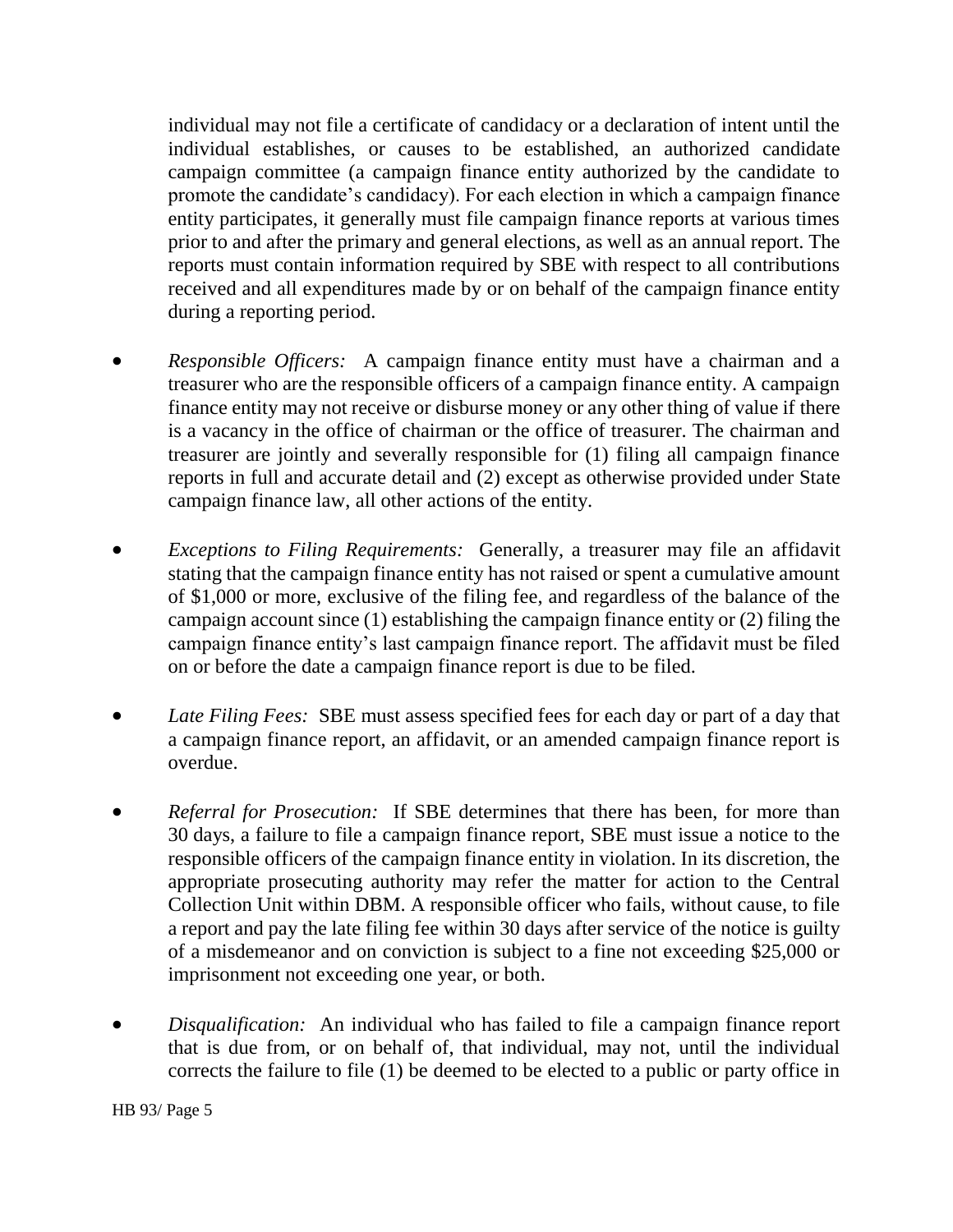individual may not file a certificate of candidacy or a declaration of intent until the individual establishes, or causes to be established, an authorized candidate campaign committee (a campaign finance entity authorized by the candidate to promote the candidate's candidacy). For each election in which a campaign finance entity participates, it generally must file campaign finance reports at various times prior to and after the primary and general elections, as well as an annual report. The reports must contain information required by SBE with respect to all contributions received and all expenditures made by or on behalf of the campaign finance entity during a reporting period.

- *Responsible Officers:* A campaign finance entity must have a chairman and a treasurer who are the responsible officers of a campaign finance entity. A campaign finance entity may not receive or disburse money or any other thing of value if there is a vacancy in the office of chairman or the office of treasurer. The chairman and treasurer are jointly and severally responsible for (1) filing all campaign finance reports in full and accurate detail and (2) except as otherwise provided under State campaign finance law, all other actions of the entity.

- *Exceptions to Filing Requirements:* Generally, a treasurer may file an affidavit stating that the campaign finance entity has not raised or spent a cumulative amount of $1,000 or more, exclusive of the filing fee, and regardless of the balance of the campaign account since (1) establishing the campaign finance entity or (2) filing the campaign finance entity's last campaign finance report. The affidavit must be filed on or before the date a campaign finance report is due to be filed.

- *Late Filing Fees:* SBE must assess specified fees for each day or part of a day that a campaign finance report, an affidavit, or an amended campaign finance report is overdue.

- *Referral for Prosecution:* If SBE determines that there has been, for more than 30 days, a failure to file a campaign finance report, SBE must issue a notice to the responsible officers of the campaign finance entity in violation. In its discretion, the appropriate prosecuting authority may refer the matter for action to the Central Collection Unit within DBM. A responsible officer who fails, without cause, to file a report and pay the late filing fee within 30 days after service of the notice is guilty of a misdemeanor and on conviction is subject to a fine not exceeding $25,000 or imprisonment not exceeding one year, or both.

- *Disqualification:* An individual who has failed to file a campaign finance report that is due from, or on behalf of, that individual, may not, until the individual corrects the failure to file (1) be deemed to be elected to a public or party office in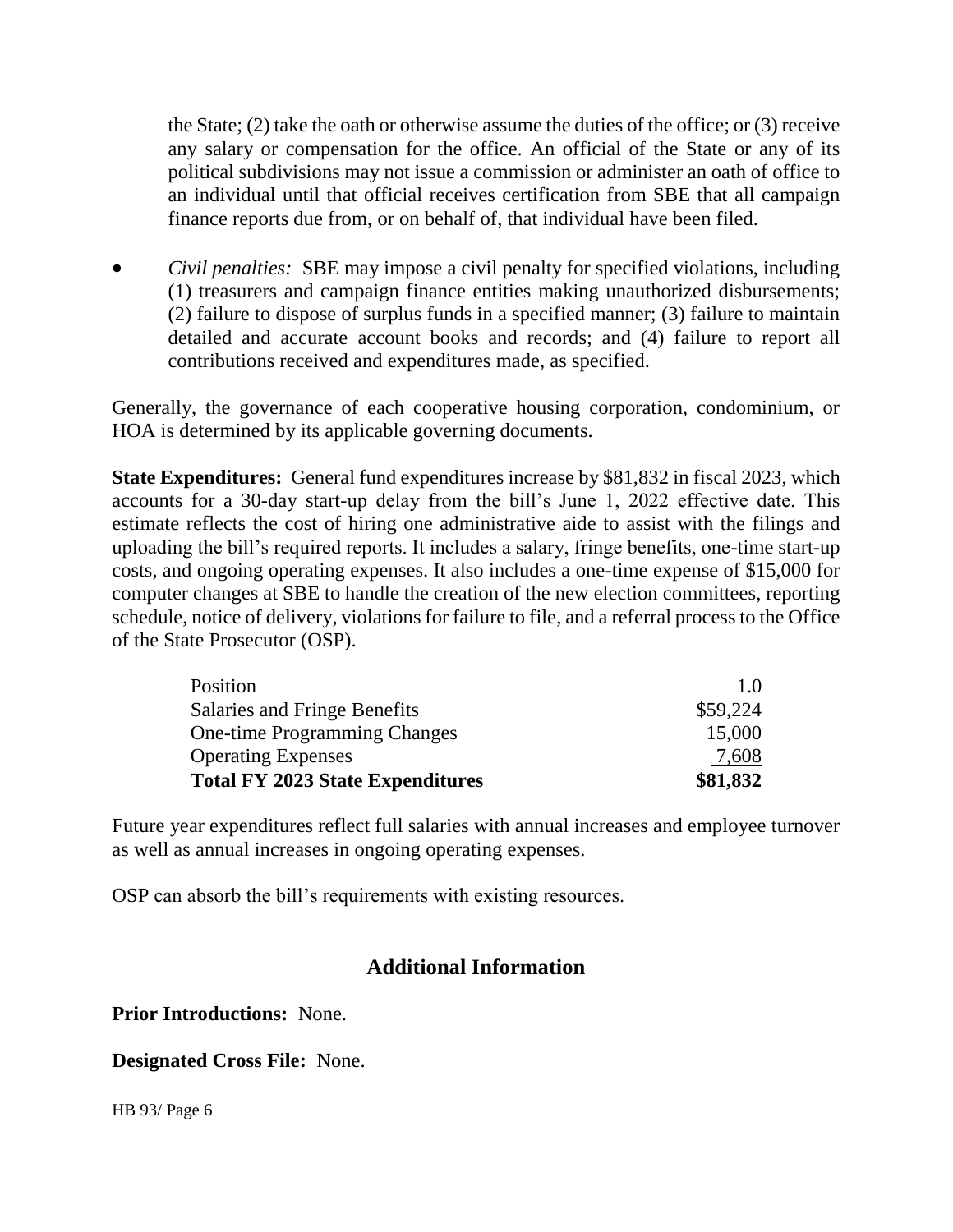the State; (2) take the oath or otherwise assume the duties of the office; or (3) receive any salary or compensation for the office. An official of the State or any of its political subdivisions may not issue a commission or administer an oath of office to an individual until that official receives certification from SBE that all campaign finance reports due from, or on behalf of, that individual have been filed.

- *Civil penalties:* SBE may impose a civil penalty for specified violations, including (1) treasurers and campaign finance entities making unauthorized disbursements; (2) failure to dispose of surplus funds in a specified manner; (3) failure to maintain detailed and accurate account books and records; and (4) failure to report all contributions received and expenditures made, as specified.

Generally, the governance of each cooperative housing corporation, condominium, or HOA is determined by its applicable governing documents.

**State Expenditures:** General fund expenditures increase by $81,832 in fiscal 2023, which accounts for a 30-day start-up delay from the bill's June 1, 2022 effective date. This estimate reflects the cost of hiring one administrative aide to assist with the filings and uploading the bill's required reports. It includes a salary, fringe benefits, one-time start-up costs, and ongoing operating expenses. It also includes a one-time expense of $15,000 for computer changes at SBE to handle the creation of the new election committees, reporting schedule, notice of delivery, violations for failure to file, and a referral process to the Office of the State Prosecutor (OSP).

| | |
|---|---|
| Position | 1.0 |
| Salaries and Fringe Benefits | $59,224 |
| One-time Programming Changes | 15,000 |
| Operating Expenses | 7,608 |
| **Total FY 2023 State Expenditures** | **$81,832** |

Future year expenditures reflect full salaries with annual increases and employee turnover as well as annual increases in ongoing operating expenses.

OSP can absorb the bill's requirements with existing resources.

## Additional Information

**Prior Introductions:** None.

**Designated Cross File:** None.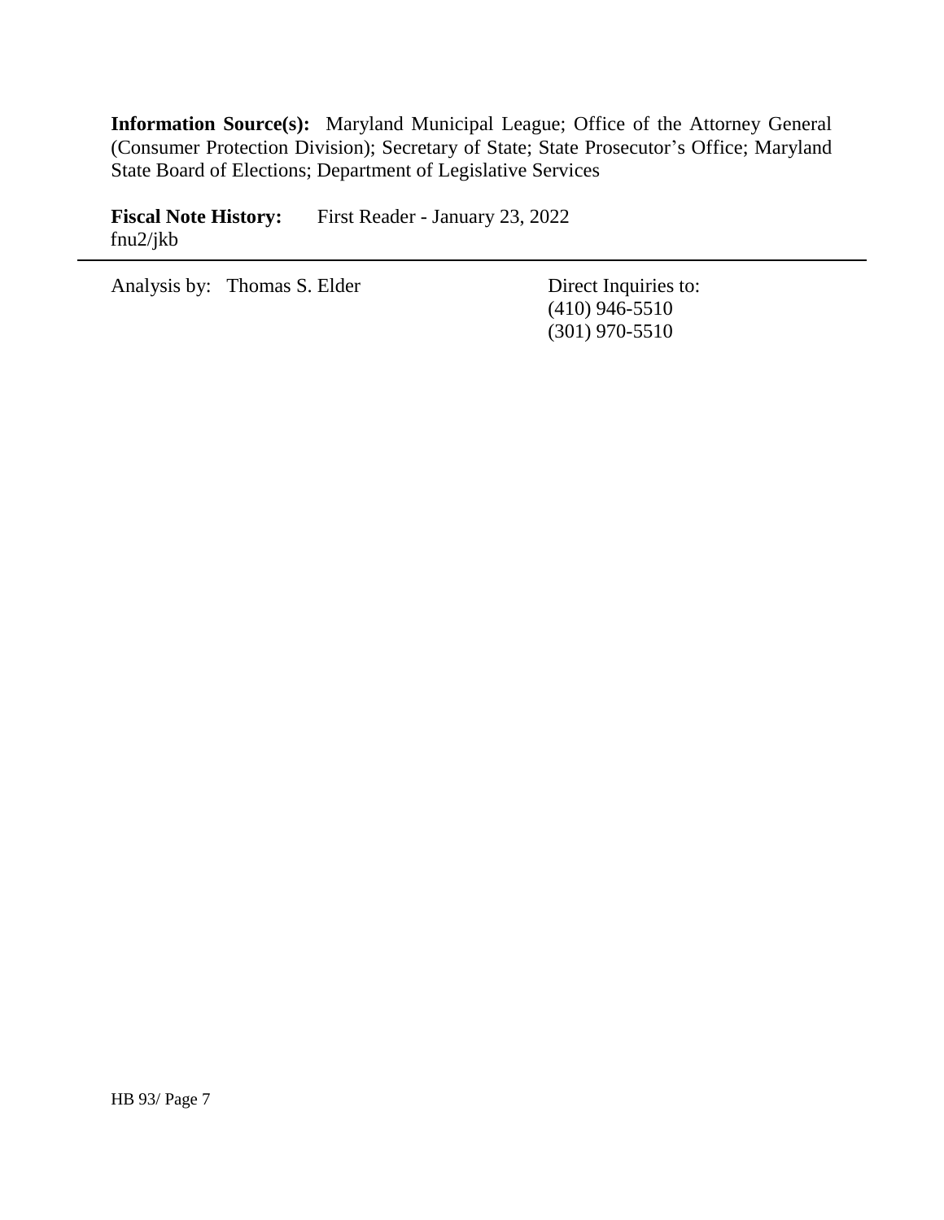**Information Source(s):** Maryland Municipal League; Office of the Attorney General (Consumer Protection Division); Secretary of State; State Prosecutor's Office; Maryland State Board of Elections; Department of Legislative Services

**Fiscal Note History:** First Reader - January 23, 2022
fnu2/jkb

---

Analysis by: Thomas S. Elder

Direct Inquiries to:
(410) 946-5510
(301) 970-5510